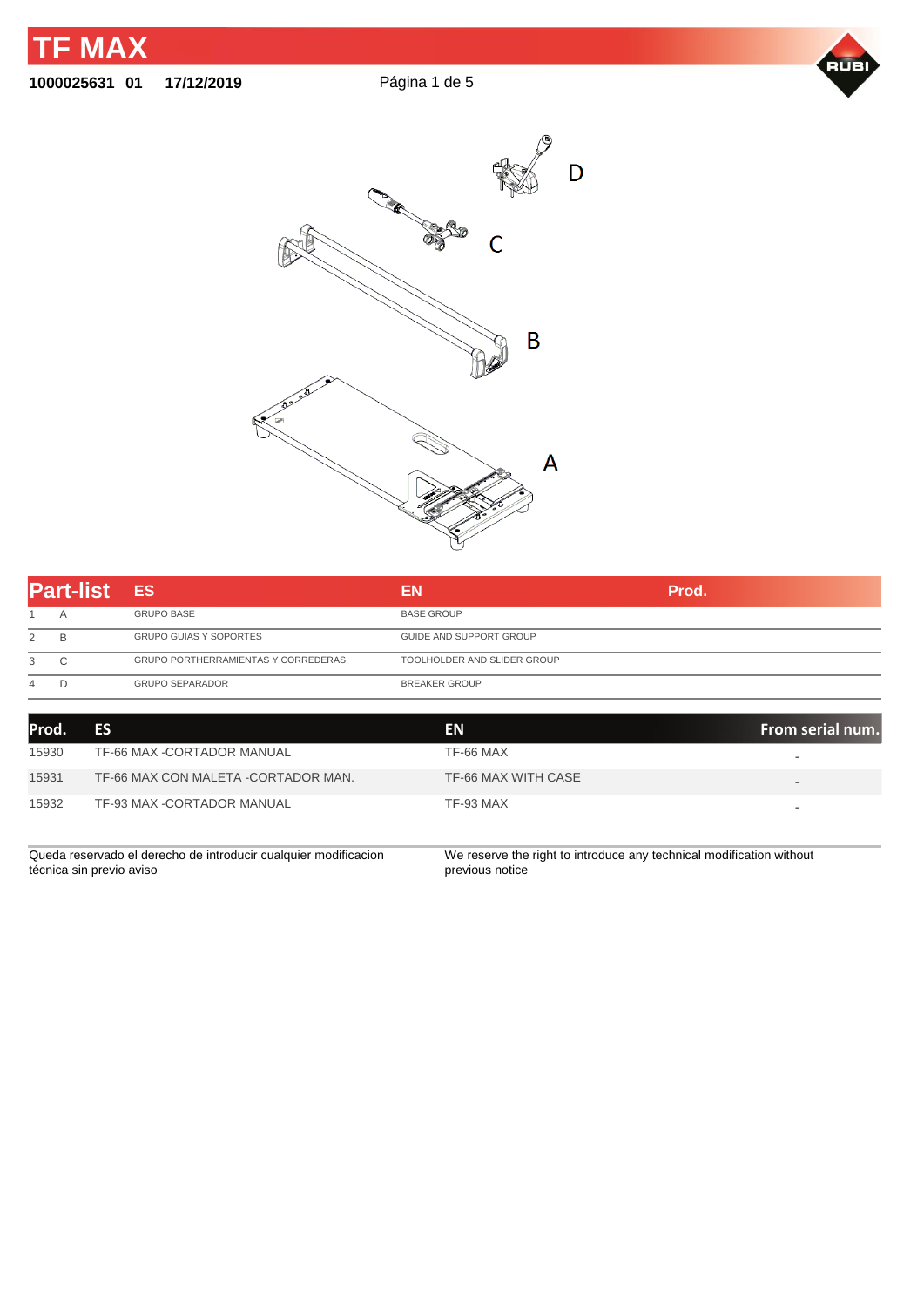# TF MAX

**1000025631 01 17/12/2019**

D

C

B

A

| Part-list | | ES | EN | Prod. |
|---|---|---|---|---|
| 1 | A | GRUPO BASE | BASE GROUP | |
| 2 | B | GRUPO GUIAS Y SOPORTES | GUIDE AND SUPPORT GROUP | |
| 3 | C | GRUPO PORTHERRAMIENTAS Y CORREDERAS | TOOLHOLDER AND SLIDER GROUP | |
| 4 | D | GRUPO SEPARADOR | BREAKER GROUP | |

| Prod. | ES | EN | From serial num. |
|---|---|---|---|
| 15930 | TF-66 MAX -CORTADOR MANUAL | TF-66 MAX | - |
| 15931 | TF-66 MAX CON MALETA -CORTADOR MAN. | TF-66 MAX WITH CASE | - |
| 15932 | TF-93 MAX -CORTADOR MANUAL | TF-93 MAX | - |

Queda reservado el derecho de introducir cualquier modificacion técnica sin previo aviso

We reserve the right to introduce any technical modification without previous notice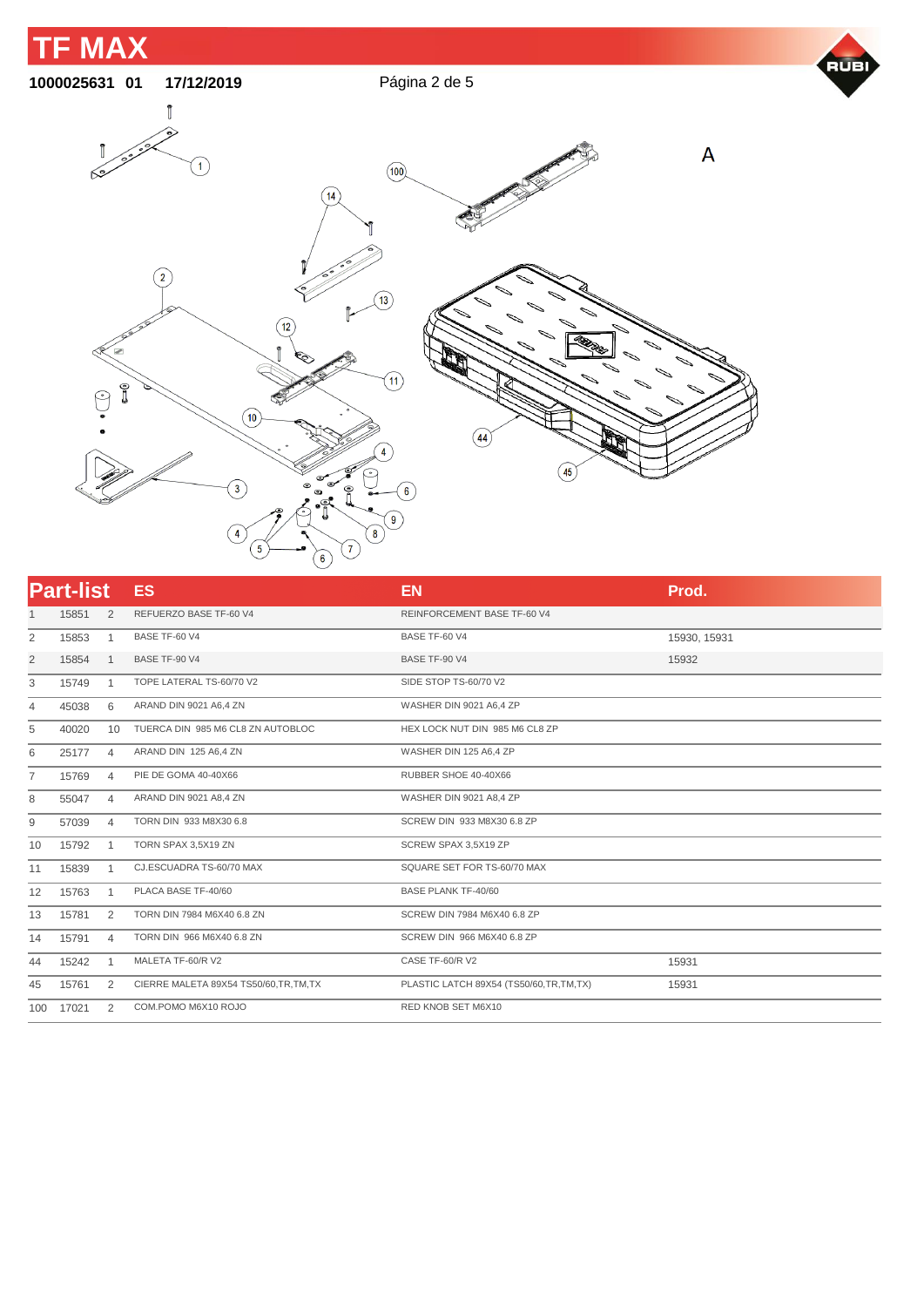# TF MAX

**1000025631 01 17/12/2019**

A

| Part-list | | | ES | EN | Prod. |
|---|---|---|---|---|---|
| 1 | 15851 | 2 | REFUERZO BASE TF-60 V4 | REINFORCEMENT BASE TF-60 V4 | |
| 2 | 15853 | 1 | BASE TF-60 V4 | BASE TF-60 V4 | 15930, 15931 |
| 2 | 15854 | 1 | BASE TF-90 V4 | BASE TF-90 V4 | 15932 |
| 3 | 15749 | 1 | TOPE LATERAL TS-60/70 V2 | SIDE STOP TS-60/70 V2 | |
| 4 | 45038 | 6 | ARAND DIN 9021 A6,4 ZN | WASHER DIN 9021 A6,4 ZP | |
| 5 | 40020 | 10 | TUERCA DIN 985 M6 CL8 ZN AUTOBLOC | HEX LOCK NUT DIN 985 M6 CL8 ZP | |
| 6 | 25177 | 4 | ARAND DIN 125 A6,4 ZN | WASHER DIN 125 A6,4 ZP | |
| 7 | 15769 | 4 | PIE DE GOMA 40-40X66 | RUBBER SHOE 40-40X66 | |
| 8 | 55047 | 4 | ARAND DIN 9021 A8,4 ZN | WASHER DIN 9021 A8,4 ZP | |
| 9 | 57039 | 4 | TORN DIN 933 M8X30 6.8 | SCREW DIN 933 M8X30 6.8 ZP | |
| 10 | 15792 | 1 | TORN SPAX 3,5X19 ZN | SCREW SPAX 3,5X19 ZP | |
| 11 | 15839 | 1 | CJ.ESCUADRA TS-60/70 MAX | SQUARE SET FOR TS-60/70 MAX | |
| 12 | 15763 | 1 | PLACA BASE TF-40/60 | BASE PLANK TF-40/60 | |
| 13 | 15781 | 2 | TORN DIN 7984 M6X40 6.8 ZN | SCREW DIN 7984 M6X40 6.8 ZP | |
| 14 | 15791 | 4 | TORN DIN 966 M6X40 6.8 ZN | SCREW DIN 966 M6X40 6.8 ZP | |
| 44 | 15242 | 1 | MALETA TF-60/R V2 | CASE TF-60/R V2 | 15931 |
| 45 | 15761 | 2 | CIERRE MALETA 89X54 TS50/60,TR,TM,TX | PLASTIC LATCH 89X54 (TS50/60,TR,TM,TX) | 15931 |
| 100 | 17021 | 2 | COM.POMO M6X10 ROJO | RED KNOB SET M6X10 | |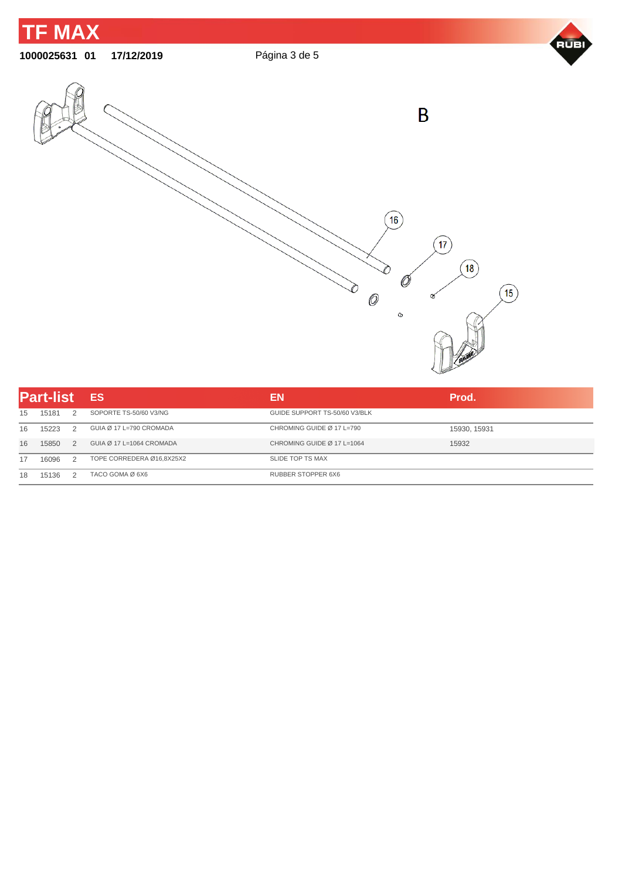# TF MAX

**1000025631 01 17/12/2019**

B

## Part-list

| | | | ES | EN | Prod. |
|---|---|---|---|---|---|
| 15 | 15181 | 2 | SOPORTE TS-50/60 V3/NG | GUIDE SUPPORT TS-50/60 V3/BLK | |
| 16 | 15223 | 2 | GUIA Ø 17 L=790 CROMADA | CHROMING GUIDE Ø 17 L=790 | 15930, 15931 |
| 16 | 15850 | 2 | GUIA Ø 17 L=1064 CROMADA | CHROMING GUIDE Ø 17 L=1064 | 15932 |
| 17 | 16096 | 2 | TOPE CORREDERA Ø16,8X25X2 | SLIDE TOP TS MAX | |
| 18 | 15136 | 2 | TACO GOMA Ø 6X6 | RUBBER STOPPER 6X6 | |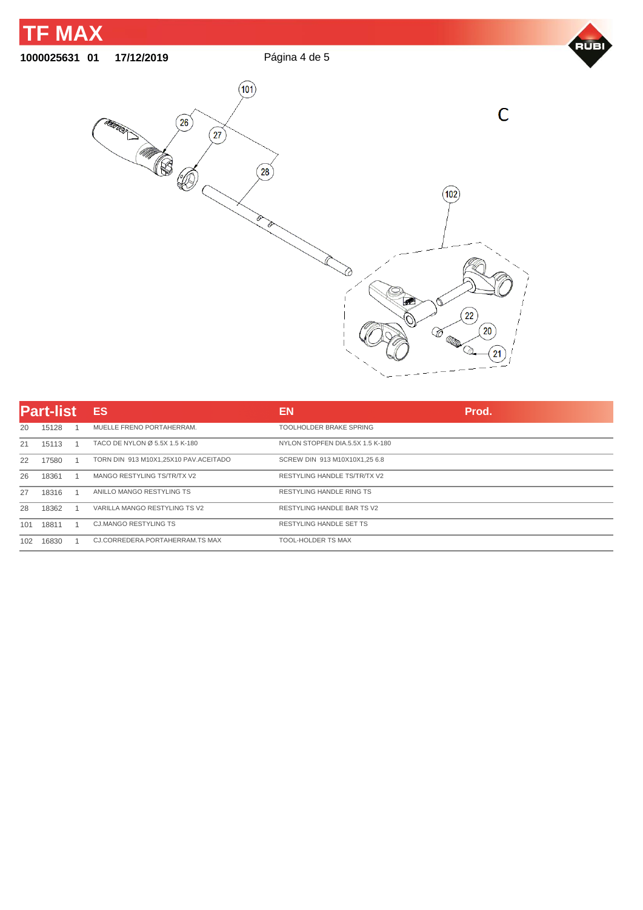# TF MAX

**1000025631 01 17/12/2019**

C

## Part-list

| | | | ES | EN | Prod. |
|---|---|---|---|---|---|
| 20 | 15128 | 1 | MUELLE FRENO PORTAHERRAM. | TOOLHOLDER BRAKE SPRING | |
| 21 | 15113 | 1 | TACO DE NYLON Ø 5.5X 1.5 K-180 | NYLON STOPFEN DIA.5.5X 1.5 K-180 | |
| 22 | 17580 | 1 | TORN DIN 913 M10X1,25X10 PAV.ACEITADO | SCREW DIN 913 M10X10X1,25 6.8 | |
| 26 | 18361 | 1 | MANGO RESTYLING TS/TR/TX V2 | RESTYLING HANDLE TS/TR/TX V2 | |
| 27 | 18316 | 1 | ANILLO MANGO RESTYLING TS | RESTYLING HANDLE RING TS | |
| 28 | 18362 | 1 | VARILLA MANGO RESTYLING TS V2 | RESTYLING HANDLE BAR TS V2 | |
| 101 | 18811 | 1 | CJ.MANGO RESTYLING TS | RESTYLING HANDLE SET TS | |
| 102 | 16830 | 1 | CJ.CORREDERA.PORTAHERRAM.TS MAX | TOOL-HOLDER TS MAX | |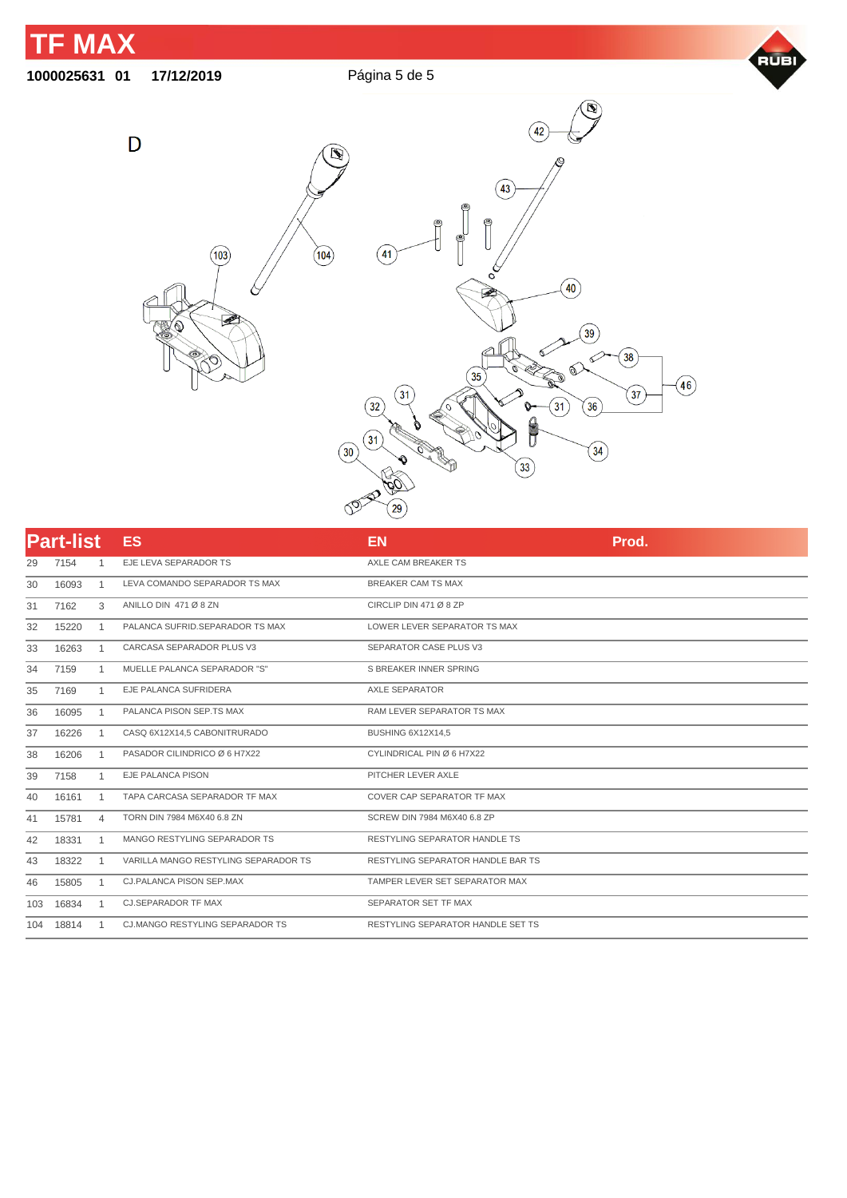# TF MAX

**1000025631 01 17/12/2019**

D

103
104
42
43
41
40
39
38
46
37
36
31
35
32
31
30
34
33
29

## Part-list

| | | | ES | EN | Prod. |
|---|---|---|---|---|---|
| 29 | 7154 | 1 | EJE LEVA SEPARADOR TS | AXLE CAM BREAKER TS | |
| 30 | 16093 | 1 | LEVA COMANDO SEPARADOR TS MAX | BREAKER CAM TS MAX | |
| 31 | 7162 | 3 | ANILLO DIN 471 Ø 8 ZN | CIRCLIP DIN 471 Ø 8 ZP | |
| 32 | 15220 | 1 | PALANCA SUFRID.SEPARADOR TS MAX | LOWER LEVER SEPARATOR TS MAX | |
| 33 | 16263 | 1 | CARCASA SEPARADOR PLUS V3 | SEPARATOR CASE PLUS V3 | |
| 34 | 7159 | 1 | MUELLE PALANCA SEPARADOR "S" | S BREAKER INNER SPRING | |
| 35 | 7169 | 1 | EJE PALANCA SUFRIDERA | AXLE SEPARATOR | |
| 36 | 16095 | 1 | PALANCA PISON SEP.TS MAX | RAM LEVER SEPARATOR TS MAX | |
| 37 | 16226 | 1 | CASQ 6X12X14,5 CABONITRURADO | BUSHING 6X12X14,5 | |
| 38 | 16206 | 1 | PASADOR CILINDRICO Ø 6 H7X22 | CYLINDRICAL PIN Ø 6 H7X22 | |
| 39 | 7158 | 1 | EJE PALANCA PISON | PITCHER LEVER AXLE | |
| 40 | 16161 | 1 | TAPA CARCASA SEPARADOR TF MAX | COVER CAP SEPARATOR TF MAX | |
| 41 | 15781 | 4 | TORN DIN 7984 M6X40 6.8 ZN | SCREW DIN 7984 M6X40 6.8 ZP | |
| 42 | 18331 | 1 | MANGO RESTYLING SEPARADOR TS | RESTYLING SEPARATOR HANDLE TS | |
| 43 | 18322 | 1 | VARILLA MANGO RESTYLING SEPARADOR TS | RESTYLING SEPARATOR HANDLE BAR TS | |
| 46 | 15805 | 1 | CJ.PALANCA PISON SEP.MAX | TAMPER LEVER SET SEPARATOR MAX | |
| 103 | 16834 | 1 | CJ.SEPARADOR TF MAX | SEPARATOR SET TF MAX | |
| 104 | 18814 | 1 | CJ.MANGO RESTYLING SEPARADOR TS | RESTYLING SEPARATOR HANDLE SET TS | |